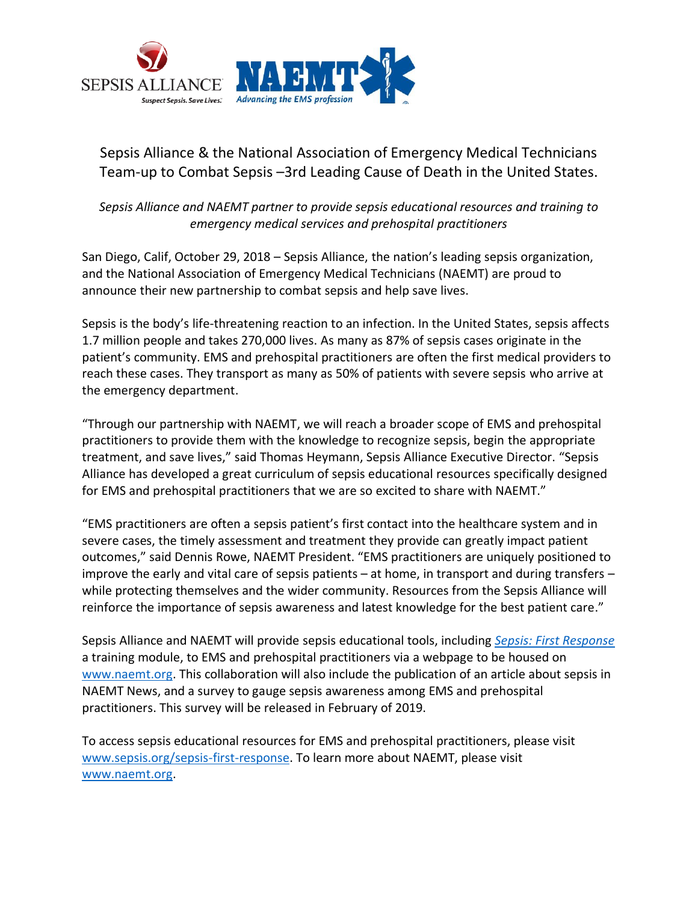# Sepsis Alliance & the National Association of Emergency Medical Technicians Team-up to Combat Sepsis –3rd Leading Cause of Death in the United States.

*Sepsis Alliance and NAEMT partner to provide sepsis educational resources and training to emergency medical services and prehospital practitioners*

San Diego, Calif, October 29, 2018 – Sepsis Alliance, the nation's leading sepsis organization, and the National Association of Emergency Medical Technicians (NAEMT) are proud to announce their new partnership to combat sepsis and help save lives.

Sepsis is the body's life-threatening reaction to an infection. In the United States, sepsis affects 1.7 million people and takes 270,000 lives. As many as 87% of sepsis cases originate in the patient's community. EMS and prehospital practitioners are often the first medical providers to reach these cases. They transport as many as 50% of patients with severe sepsis who arrive at the emergency department.

"Through our partnership with NAEMT, we will reach a broader scope of EMS and prehospital practitioners to provide them with the knowledge to recognize sepsis, begin the appropriate treatment, and save lives," said Thomas Heymann, Sepsis Alliance Executive Director. "Sepsis Alliance has developed a great curriculum of sepsis educational resources specifically designed for EMS and prehospital practitioners that we are so excited to share with NAEMT."

"EMS practitioners are often a sepsis patient's first contact into the healthcare system and in severe cases, the timely assessment and treatment they provide can greatly impact patient outcomes," said Dennis Rowe, NAEMT President. "EMS practitioners are uniquely positioned to improve the early and vital care of sepsis patients – at home, in transport and during transfers – while protecting themselves and the wider community. Resources from the Sepsis Alliance will reinforce the importance of sepsis awareness and latest knowledge for the best patient care."

Sepsis Alliance and NAEMT will provide sepsis educational tools, including *Sepsis: First Response* a training module, to EMS and prehospital practitioners via a webpage to be housed on www.naemt.org. This collaboration will also include the publication of an article about sepsis in NAEMT News, and a survey to gauge sepsis awareness among EMS and prehospital practitioners. This survey will be released in February of 2019.

To access sepsis educational resources for EMS and prehospital practitioners, please visit www.sepsis.org/sepsis-first-response. To learn more about NAEMT, please visit www.naemt.org.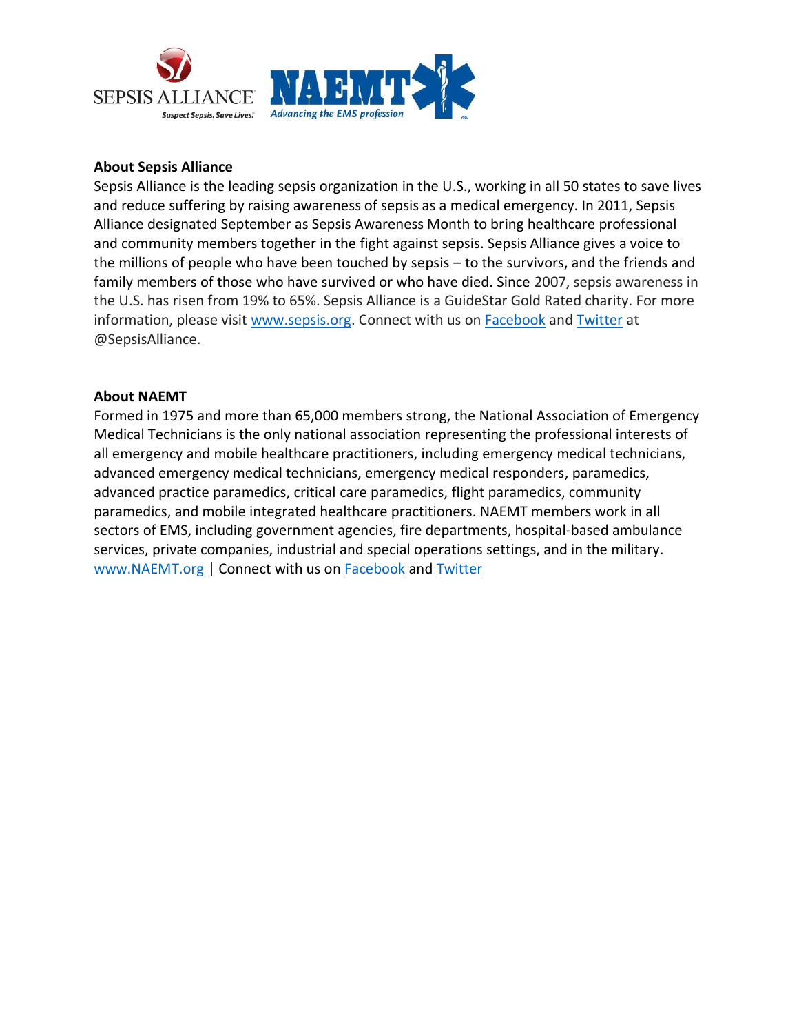**About Sepsis Alliance**

Sepsis Alliance is the leading sepsis organization in the U.S., working in all 50 states to save lives and reduce suffering by raising awareness of sepsis as a medical emergency. In 2011, Sepsis Alliance designated September as Sepsis Awareness Month to bring healthcare professional and community members together in the fight against sepsis. Sepsis Alliance gives a voice to the millions of people who have been touched by sepsis – to the survivors, and the friends and family members of those who have survived or who have died. Since 2007, sepsis awareness in the U.S. has risen from 19% to 65%. Sepsis Alliance is a GuideStar Gold Rated charity. For more information, please visit [www.sepsis.org](http://www.sepsis.org). Connect with us on [Facebook]() and [Twitter]() at @SepsisAlliance.

**About NAEMT**

Formed in 1975 and more than 65,000 members strong, the National Association of Emergency Medical Technicians is the only national association representing the professional interests of all emergency and mobile healthcare practitioners, including emergency medical technicians, advanced emergency medical technicians, emergency medical responders, paramedics, advanced practice paramedics, critical care paramedics, flight paramedics, community paramedics, and mobile integrated healthcare practitioners. NAEMT members work in all sectors of EMS, including government agencies, fire departments, hospital-based ambulance services, private companies, industrial and special operations settings, and in the military. [www.NAEMT.org](http://www.NAEMT.org) | Connect with us on [Facebook]() and [Twitter]()